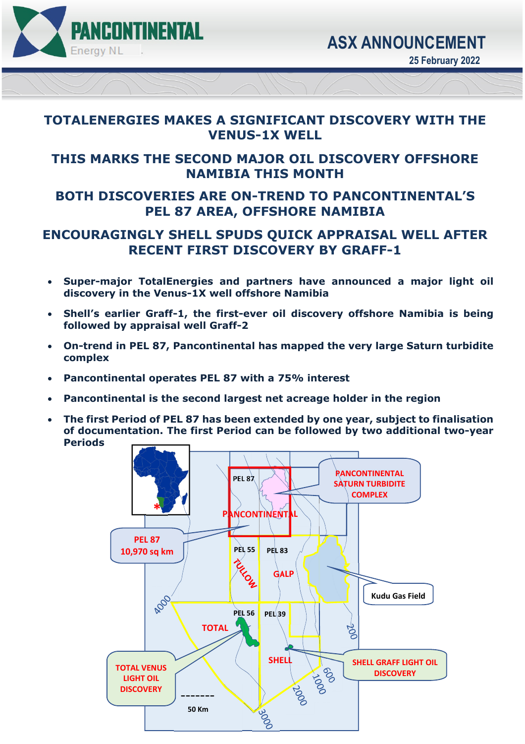**ASX ANNOUNCEMENT**

**25 February 2022**

# TOTALENERGIES MAKES A SIGNIFICANT DISCOVERY WITH THE VENUS-1X WELL

## THIS MARKS THE SECOND MAJOR OIL DISCOVERY OFFSHORE NAMIBIA THIS MONTH

## BOTH DISCOVERIES ARE ON-TREND TO PANCONTINENTAL'S PEL 87 AREA, OFFSHORE NAMIBIA

## ENCOURAGINGLY SHELL SPUDS QUICK APPRAISAL WELL AFTER RECENT FIRST DISCOVERY BY GRAFF-1

- **Super-major TotalEnergies and partners have announced a major light oil discovery in the Venus-1X well offshore Namibia**
- **Shell's earlier Graff-1, the first-ever oil discovery offshore Namibia is being followed by appraisal well Graff-2**
- **On-trend in PEL 87, Pancontinental has mapped the very large Saturn turbidite complex**
- **Pancontinental operates PEL 87 with a 75% interest**
- **Pancontinental is the second largest net acreage holder in the region**
- **The first Period of PEL 87 has been extended by one year, subject to finalisation of documentation. The first Period can be followed by two additional two-year Periods**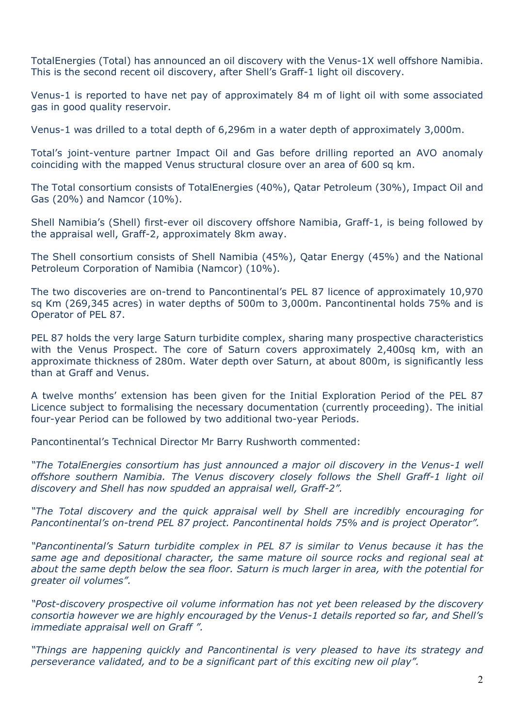TotalEnergies (Total) has announced an oil discovery with the Venus-1X well offshore Namibia. This is the second recent oil discovery, after Shell's Graff-1 light oil discovery.

Venus-1 is reported to have net pay of approximately 84 m of light oil with some associated gas in good quality reservoir.

Venus-1 was drilled to a total depth of 6,296m in a water depth of approximately 3,000m.

Total's joint-venture partner Impact Oil and Gas before drilling reported an AVO anomaly coinciding with the mapped Venus structural closure over an area of 600 sq km.

The Total consortium consists of TotalEnergies (40%), Qatar Petroleum (30%), Impact Oil and Gas (20%) and Namcor (10%).

Shell Namibia's (Shell) first-ever oil discovery offshore Namibia, Graff-1, is being followed by the appraisal well, Graff-2, approximately 8km away.

The Shell consortium consists of Shell Namibia (45%), Qatar Energy (45%) and the National Petroleum Corporation of Namibia (Namcor) (10%).

The two discoveries are on-trend to Pancontinental's PEL 87 licence of approximately 10,970 sq Km (269,345 acres) in water depths of 500m to 3,000m. Pancontinental holds 75% and is Operator of PEL 87.

PEL 87 holds the very large Saturn turbidite complex, sharing many prospective characteristics with the Venus Prospect. The core of Saturn covers approximately 2,400sq km, with an approximate thickness of 280m. Water depth over Saturn, at about 800m, is significantly less than at Graff and Venus.

A twelve months' extension has been given for the Initial Exploration Period of the PEL 87 Licence subject to formalising the necessary documentation (currently proceeding). The initial four-year Period can be followed by two additional two-year Periods.

Pancontinental's Technical Director Mr Barry Rushworth commented:

*"The TotalEnergies consortium has just announced a major oil discovery in the Venus-1 well offshore southern Namibia. The Venus discovery closely follows the Shell Graff-1 light oil discovery and Shell has now spudded an appraisal well, Graff-2".*

*"The Total discovery and the quick appraisal well by Shell are incredibly encouraging for Pancontinental's on-trend PEL 87 project. Pancontinental holds 75% and is project Operator".*

*"Pancontinental's Saturn turbidite complex in PEL 87 is similar to Venus because it has the same age and depositional character, the same mature oil source rocks and regional seal at about the same depth below the sea floor. Saturn is much larger in area, with the potential for greater oil volumes".*

*"Post-discovery prospective oil volume information has not yet been released by the discovery consortia however we are highly encouraged by the Venus-1 details reported so far, and Shell's immediate appraisal well on Graff ".*

*"Things are happening quickly and Pancontinental is very pleased to have its strategy and perseverance validated, and to be a significant part of this exciting new oil play".*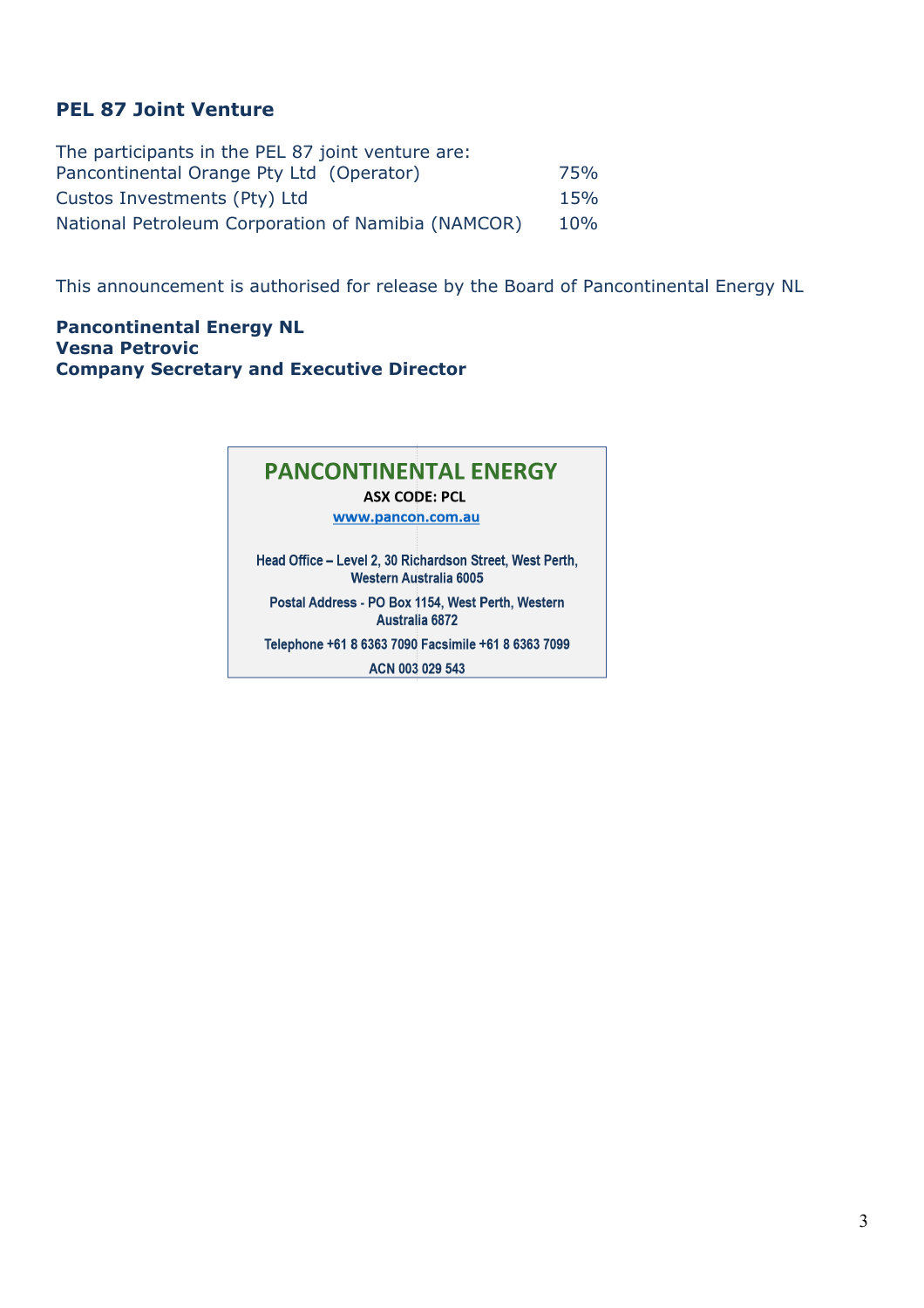## PEL 87 Joint Venture

The participants in the PEL 87 joint venture are:

| | |
|---|---|
| Pancontinental Orange Pty Ltd (Operator) | 75% |
| Custos Investments (Pty) Ltd | 15% |
| National Petroleum Corporation of Namibia (NAMCOR) | 10% |

This announcement is authorised for release by the Board of Pancontinental Energy NL

**Pancontinental Energy NL**
**Vesna Petrovic**
**Company Secretary and Executive Director**

**PANCONTINENTAL ENERGY**

**ASX CODE: PCL**

www.pancon.com.au

Head Office – Level 2, 30 Richardson Street, West Perth, Western Australia 6005

Postal Address - PO Box 1154, West Perth, Western Australia 6872

Telephone +61 8 6363 7090 Facsimile +61 8 6363 7099

ACN 003 029 543